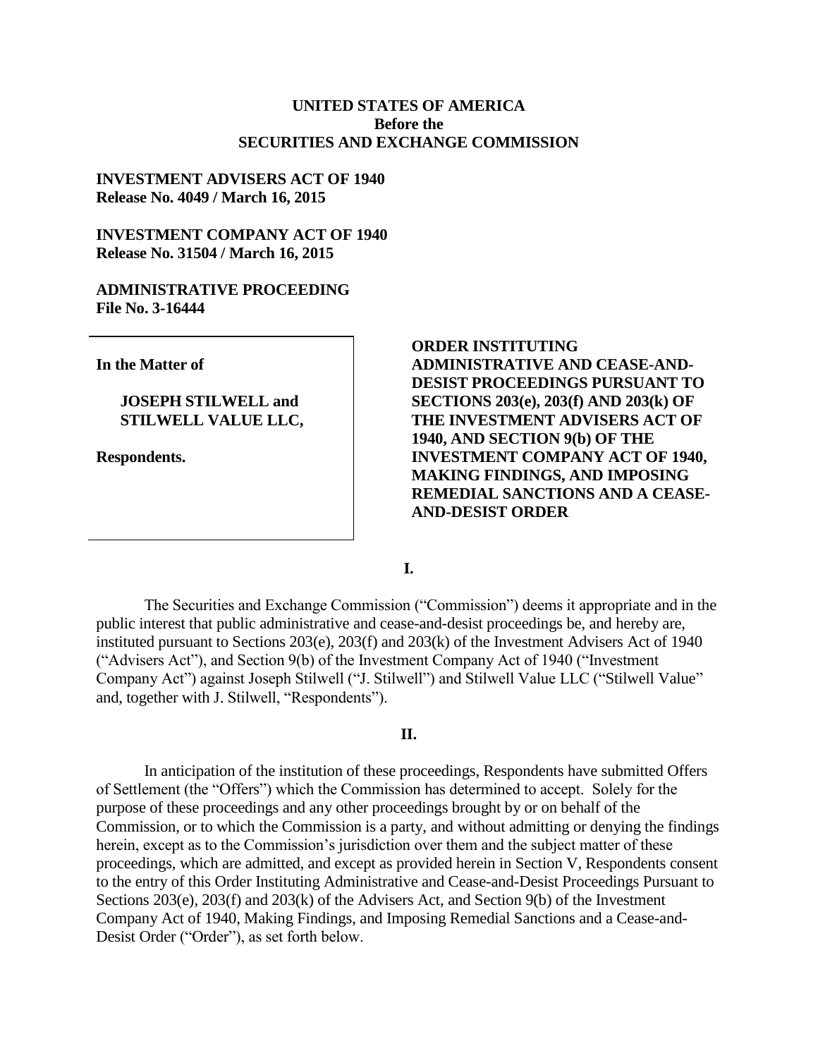**UNITED STATES OF AMERICA**
**Before the**
**SECURITIES AND EXCHANGE COMMISSION**

**INVESTMENT ADVISERS ACT OF 1940**
**Release No. 4049 / March 16, 2015**

**INVESTMENT COMPANY ACT OF 1940**
**Release No. 31504 / March 16, 2015**

**ADMINISTRATIVE PROCEEDING**
**File No. 3-16444**

| | |
|---|---|
| **In the Matter of**<br><br>**JOSEPH STILWELL and STILWELL VALUE LLC,**<br><br>**Respondents.** | **ORDER INSTITUTING ADMINISTRATIVE AND CEASE-AND-DESIST PROCEEDINGS PURSUANT TO SECTIONS 203(e), 203(f) AND 203(k) OF THE INVESTMENT ADVISERS ACT OF 1940, AND SECTION 9(b) OF THE INVESTMENT COMPANY ACT OF 1940, MAKING FINDINGS, AND IMPOSING REMEDIAL SANCTIONS AND A CEASE-AND-DESIST ORDER** |

## I.

The Securities and Exchange Commission ("Commission") deems it appropriate and in the public interest that public administrative and cease-and-desist proceedings be, and hereby are, instituted pursuant to Sections 203(e), 203(f) and 203(k) of the Investment Advisers Act of 1940 ("Advisers Act"), and Section 9(b) of the Investment Company Act of 1940 ("Investment Company Act") against Joseph Stilwell ("J. Stilwell") and Stilwell Value LLC ("Stilwell Value" and, together with J. Stilwell, "Respondents").

## II.

In anticipation of the institution of these proceedings, Respondents have submitted Offers of Settlement (the "Offers") which the Commission has determined to accept. Solely for the purpose of these proceedings and any other proceedings brought by or on behalf of the Commission, or to which the Commission is a party, and without admitting or denying the findings herein, except as to the Commission's jurisdiction over them and the subject matter of these proceedings, which are admitted, and except as provided herein in Section V, Respondents consent to the entry of this Order Instituting Administrative and Cease-and-Desist Proceedings Pursuant to Sections 203(e), 203(f) and 203(k) of the Advisers Act, and Section 9(b) of the Investment Company Act of 1940, Making Findings, and Imposing Remedial Sanctions and a Cease-and-Desist Order ("Order"), as set forth below.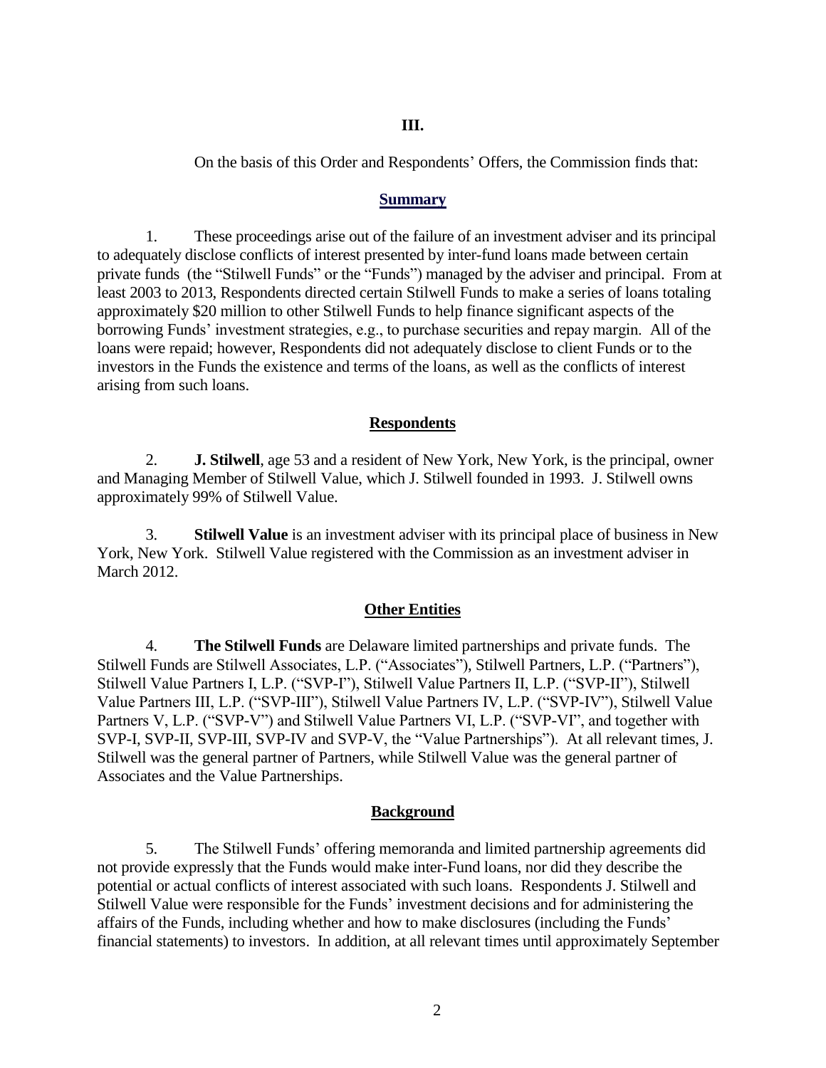## III.

On the basis of this Order and Respondents' Offers, the Commission finds that:

### Summary

1. These proceedings arise out of the failure of an investment adviser and its principal to adequately disclose conflicts of interest presented by inter-fund loans made between certain private funds (the "Stilwell Funds" or the "Funds") managed by the adviser and principal. From at least 2003 to 2013, Respondents directed certain Stilwell Funds to make a series of loans totaling approximately $20 million to other Stilwell Funds to help finance significant aspects of the borrowing Funds' investment strategies, e.g., to purchase securities and repay margin. All of the loans were repaid; however, Respondents did not adequately disclose to client Funds or to the investors in the Funds the existence and terms of the loans, as well as the conflicts of interest arising from such loans.

### Respondents

2. **J. Stilwell**, age 53 and a resident of New York, New York, is the principal, owner and Managing Member of Stilwell Value, which J. Stilwell founded in 1993. J. Stilwell owns approximately 99% of Stilwell Value.

3. **Stilwell Value** is an investment adviser with its principal place of business in New York, New York. Stilwell Value registered with the Commission as an investment adviser in March 2012.

### Other Entities

4. **The Stilwell Funds** are Delaware limited partnerships and private funds. The Stilwell Funds are Stilwell Associates, L.P. ("Associates"), Stilwell Partners, L.P. ("Partners"), Stilwell Value Partners I, L.P. ("SVP-I"), Stilwell Value Partners II, L.P. ("SVP-II"), Stilwell Value Partners III, L.P. ("SVP-III"), Stilwell Value Partners IV, L.P. ("SVP-IV"), Stilwell Value Partners V, L.P. ("SVP-V") and Stilwell Value Partners VI, L.P. ("SVP-VI", and together with SVP-I, SVP-II, SVP-III, SVP-IV and SVP-V, the "Value Partnerships"). At all relevant times, J. Stilwell was the general partner of Partners, while Stilwell Value was the general partner of Associates and the Value Partnerships.

### Background

5. The Stilwell Funds' offering memoranda and limited partnership agreements did not provide expressly that the Funds would make inter-Fund loans, nor did they describe the potential or actual conflicts of interest associated with such loans. Respondents J. Stilwell and Stilwell Value were responsible for the Funds' investment decisions and for administering the affairs of the Funds, including whether and how to make disclosures (including the Funds' financial statements) to investors. In addition, at all relevant times until approximately September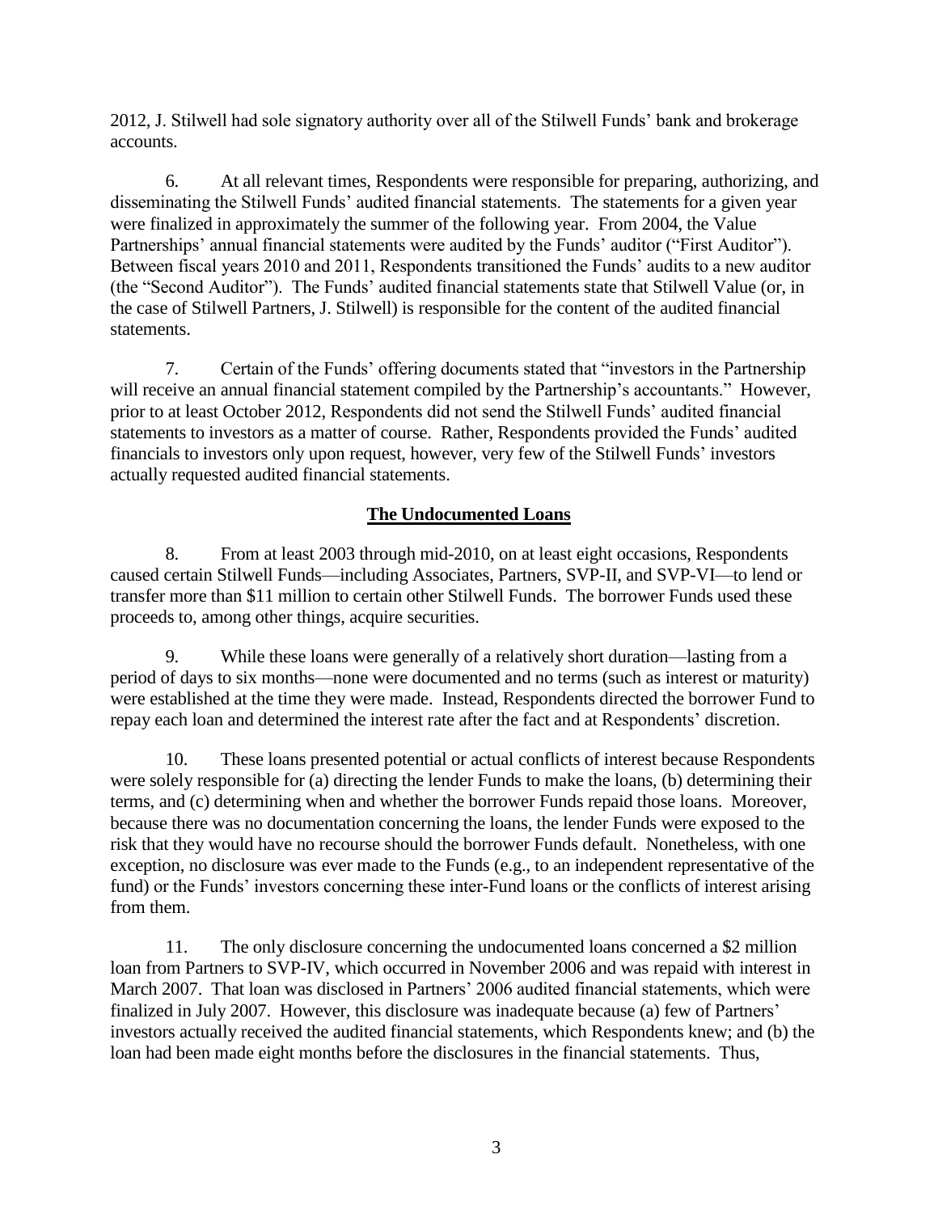2012, J. Stilwell had sole signatory authority over all of the Stilwell Funds' bank and brokerage accounts.

6. At all relevant times, Respondents were responsible for preparing, authorizing, and disseminating the Stilwell Funds' audited financial statements. The statements for a given year were finalized in approximately the summer of the following year. From 2004, the Value Partnerships' annual financial statements were audited by the Funds' auditor ("First Auditor"). Between fiscal years 2010 and 2011, Respondents transitioned the Funds' audits to a new auditor (the "Second Auditor"). The Funds' audited financial statements state that Stilwell Value (or, in the case of Stilwell Partners, J. Stilwell) is responsible for the content of the audited financial statements.

7. Certain of the Funds' offering documents stated that "investors in the Partnership will receive an annual financial statement compiled by the Partnership's accountants." However, prior to at least October 2012, Respondents did not send the Stilwell Funds' audited financial statements to investors as a matter of course. Rather, Respondents provided the Funds' audited financials to investors only upon request, however, very few of the Stilwell Funds' investors actually requested audited financial statements.

## The Undocumented Loans

8. From at least 2003 through mid-2010, on at least eight occasions, Respondents caused certain Stilwell Funds—including Associates, Partners, SVP-II, and SVP-VI—to lend or transfer more than $11 million to certain other Stilwell Funds. The borrower Funds used these proceeds to, among other things, acquire securities.

9. While these loans were generally of a relatively short duration—lasting from a period of days to six months—none were documented and no terms (such as interest or maturity) were established at the time they were made. Instead, Respondents directed the borrower Fund to repay each loan and determined the interest rate after the fact and at Respondents' discretion.

10. These loans presented potential or actual conflicts of interest because Respondents were solely responsible for (a) directing the lender Funds to make the loans, (b) determining their terms, and (c) determining when and whether the borrower Funds repaid those loans. Moreover, because there was no documentation concerning the loans, the lender Funds were exposed to the risk that they would have no recourse should the borrower Funds default. Nonetheless, with one exception, no disclosure was ever made to the Funds (e.g., to an independent representative of the fund) or the Funds' investors concerning these inter-Fund loans or the conflicts of interest arising from them.

11. The only disclosure concerning the undocumented loans concerned a $2 million loan from Partners to SVP-IV, which occurred in November 2006 and was repaid with interest in March 2007. That loan was disclosed in Partners' 2006 audited financial statements, which were finalized in July 2007. However, this disclosure was inadequate because (a) few of Partners' investors actually received the audited financial statements, which Respondents knew; and (b) the loan had been made eight months before the disclosures in the financial statements. Thus,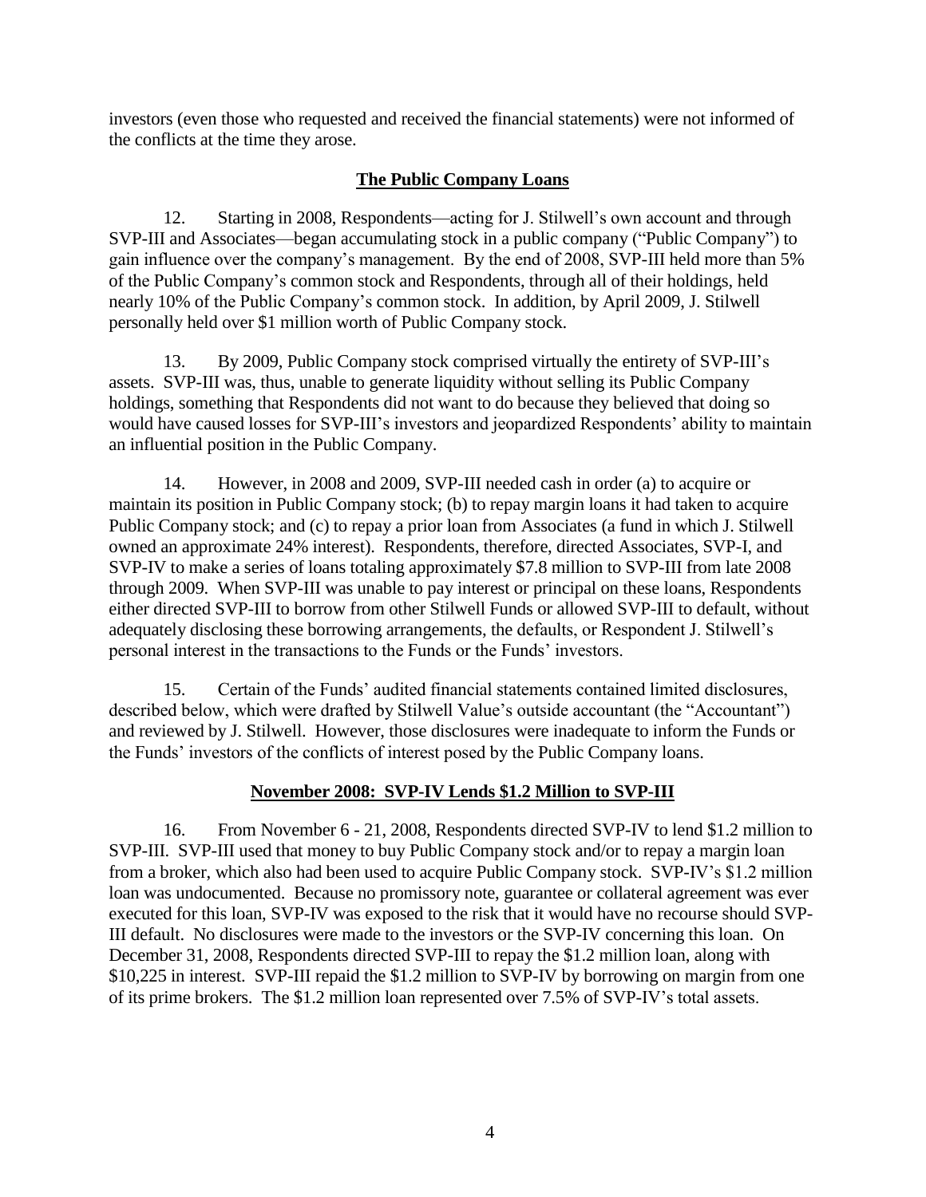investors (even those who requested and received the financial statements) were not informed of the conflicts at the time they arose.

## The Public Company Loans

12. Starting in 2008, Respondents—acting for J. Stilwell's own account and through SVP-III and Associates—began accumulating stock in a public company ("Public Company") to gain influence over the company's management. By the end of 2008, SVP-III held more than 5% of the Public Company's common stock and Respondents, through all of their holdings, held nearly 10% of the Public Company's common stock. In addition, by April 2009, J. Stilwell personally held over $1 million worth of Public Company stock.

13. By 2009, Public Company stock comprised virtually the entirety of SVP-III's assets. SVP-III was, thus, unable to generate liquidity without selling its Public Company holdings, something that Respondents did not want to do because they believed that doing so would have caused losses for SVP-III's investors and jeopardized Respondents' ability to maintain an influential position in the Public Company.

14. However, in 2008 and 2009, SVP-III needed cash in order (a) to acquire or maintain its position in Public Company stock; (b) to repay margin loans it had taken to acquire Public Company stock; and (c) to repay a prior loan from Associates (a fund in which J. Stilwell owned an approximate 24% interest). Respondents, therefore, directed Associates, SVP-I, and SVP-IV to make a series of loans totaling approximately $7.8 million to SVP-III from late 2008 through 2009. When SVP-III was unable to pay interest or principal on these loans, Respondents either directed SVP-III to borrow from other Stilwell Funds or allowed SVP-III to default, without adequately disclosing these borrowing arrangements, the defaults, or Respondent J. Stilwell's personal interest in the transactions to the Funds or the Funds' investors.

15. Certain of the Funds' audited financial statements contained limited disclosures, described below, which were drafted by Stilwell Value's outside accountant (the "Accountant") and reviewed by J. Stilwell. However, those disclosures were inadequate to inform the Funds or the Funds' investors of the conflicts of interest posed by the Public Company loans.

## November 2008: SVP-IV Lends $1.2 Million to SVP-III

16. From November 6 - 21, 2008, Respondents directed SVP-IV to lend $1.2 million to SVP-III. SVP-III used that money to buy Public Company stock and/or to repay a margin loan from a broker, which also had been used to acquire Public Company stock. SVP-IV's $1.2 million loan was undocumented. Because no promissory note, guarantee or collateral agreement was ever executed for this loan, SVP-IV was exposed to the risk that it would have no recourse should SVP-III default. No disclosures were made to the investors or the SVP-IV concerning this loan. On December 31, 2008, Respondents directed SVP-III to repay the $1.2 million loan, along with $10,225 in interest. SVP-III repaid the $1.2 million to SVP-IV by borrowing on margin from one of its prime brokers. The $1.2 million loan represented over 7.5% of SVP-IV's total assets.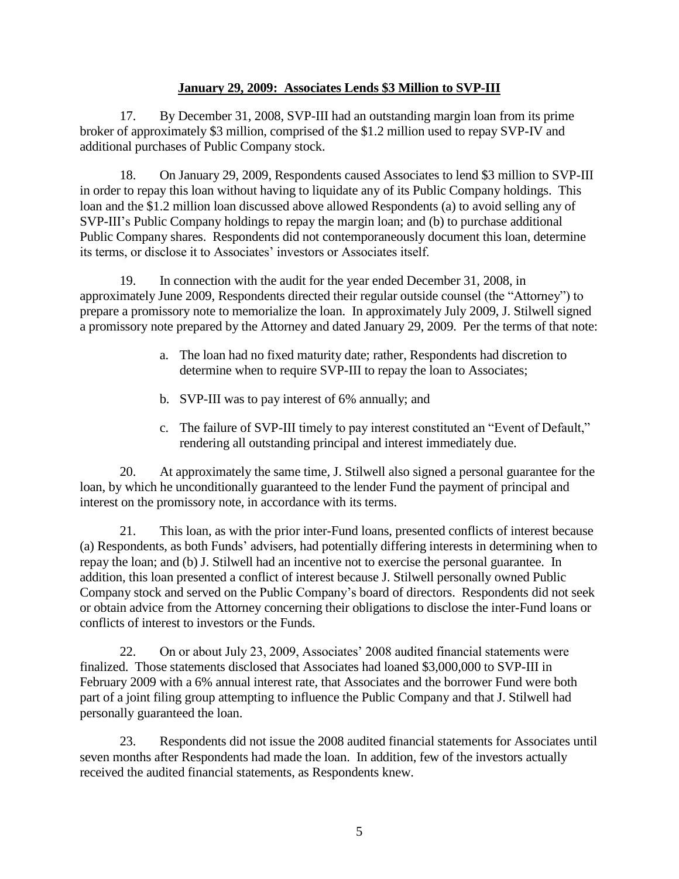**January 29, 2009: Associates Lends $3 Million to SVP-III**

17. By December 31, 2008, SVP-III had an outstanding margin loan from its prime broker of approximately $3 million, comprised of the $1.2 million used to repay SVP-IV and additional purchases of Public Company stock.

18. On January 29, 2009, Respondents caused Associates to lend $3 million to SVP-III in order to repay this loan without having to liquidate any of its Public Company holdings. This loan and the $1.2 million loan discussed above allowed Respondents (a) to avoid selling any of SVP-III's Public Company holdings to repay the margin loan; and (b) to purchase additional Public Company shares. Respondents did not contemporaneously document this loan, determine its terms, or disclose it to Associates' investors or Associates itself.

19. In connection with the audit for the year ended December 31, 2008, in approximately June 2009, Respondents directed their regular outside counsel (the "Attorney") to prepare a promissory note to memorialize the loan. In approximately July 2009, J. Stilwell signed a promissory note prepared by the Attorney and dated January 29, 2009. Per the terms of that note:

a. The loan had no fixed maturity date; rather, Respondents had discretion to determine when to require SVP-III to repay the loan to Associates;

b. SVP-III was to pay interest of 6% annually; and

c. The failure of SVP-III timely to pay interest constituted an "Event of Default," rendering all outstanding principal and interest immediately due.

20. At approximately the same time, J. Stilwell also signed a personal guarantee for the loan, by which he unconditionally guaranteed to the lender Fund the payment of principal and interest on the promissory note, in accordance with its terms.

21. This loan, as with the prior inter-Fund loans, presented conflicts of interest because (a) Respondents, as both Funds' advisers, had potentially differing interests in determining when to repay the loan; and (b) J. Stilwell had an incentive not to exercise the personal guarantee. In addition, this loan presented a conflict of interest because J. Stilwell personally owned Public Company stock and served on the Public Company's board of directors. Respondents did not seek or obtain advice from the Attorney concerning their obligations to disclose the inter-Fund loans or conflicts of interest to investors or the Funds.

22. On or about July 23, 2009, Associates' 2008 audited financial statements were finalized. Those statements disclosed that Associates had loaned $3,000,000 to SVP-III in February 2009 with a 6% annual interest rate, that Associates and the borrower Fund were both part of a joint filing group attempting to influence the Public Company and that J. Stilwell had personally guaranteed the loan.

23. Respondents did not issue the 2008 audited financial statements for Associates until seven months after Respondents had made the loan. In addition, few of the investors actually received the audited financial statements, as Respondents knew.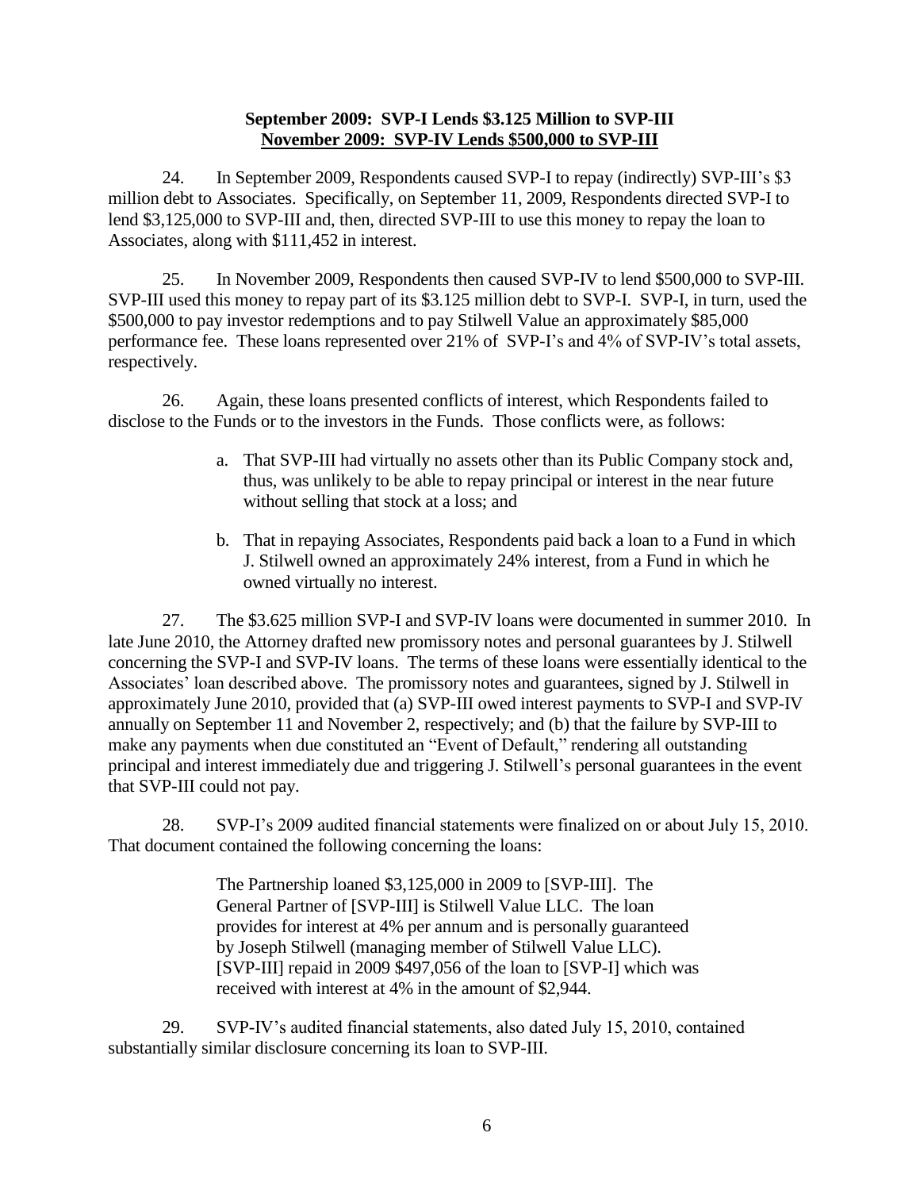**September 2009: SVP-I Lends $3.125 Million to SVP-III**
**<u>November 2009: SVP-IV Lends $500,000 to SVP-III</u>**

24. In September 2009, Respondents caused SVP-I to repay (indirectly) SVP-III's $3 million debt to Associates. Specifically, on September 11, 2009, Respondents directed SVP-I to lend $3,125,000 to SVP-III and, then, directed SVP-III to use this money to repay the loan to Associates, along with $111,452 in interest.

25. In November 2009, Respondents then caused SVP-IV to lend $500,000 to SVP-III. SVP-III used this money to repay part of its $3.125 million debt to SVP-I. SVP-I, in turn, used the $500,000 to pay investor redemptions and to pay Stilwell Value an approximately $85,000 performance fee. These loans represented over 21% of SVP-I's and 4% of SVP-IV's total assets, respectively.

26. Again, these loans presented conflicts of interest, which Respondents failed to disclose to the Funds or to the investors in the Funds. Those conflicts were, as follows:

a. That SVP-III had virtually no assets other than its Public Company stock and, thus, was unlikely to be able to repay principal or interest in the near future without selling that stock at a loss; and

b. That in repaying Associates, Respondents paid back a loan to a Fund in which J. Stilwell owned an approximately 24% interest, from a Fund in which he owned virtually no interest.

27. The $3.625 million SVP-I and SVP-IV loans were documented in summer 2010. In late June 2010, the Attorney drafted new promissory notes and personal guarantees by J. Stilwell concerning the SVP-I and SVP-IV loans. The terms of these loans were essentially identical to the Associates' loan described above. The promissory notes and guarantees, signed by J. Stilwell in approximately June 2010, provided that (a) SVP-III owed interest payments to SVP-I and SVP-IV annually on September 11 and November 2, respectively; and (b) that the failure by SVP-III to make any payments when due constituted an "Event of Default," rendering all outstanding principal and interest immediately due and triggering J. Stilwell's personal guarantees in the event that SVP-III could not pay.

28. SVP-I's 2009 audited financial statements were finalized on or about July 15, 2010. That document contained the following concerning the loans:

> The Partnership loaned $3,125,000 in 2009 to [SVP-III]. The General Partner of [SVP-III] is Stilwell Value LLC. The loan provides for interest at 4% per annum and is personally guaranteed by Joseph Stilwell (managing member of Stilwell Value LLC). [SVP-III] repaid in 2009 $497,056 of the loan to [SVP-I] which was received with interest at 4% in the amount of $2,944.

29. SVP-IV's audited financial statements, also dated July 15, 2010, contained substantially similar disclosure concerning its loan to SVP-III.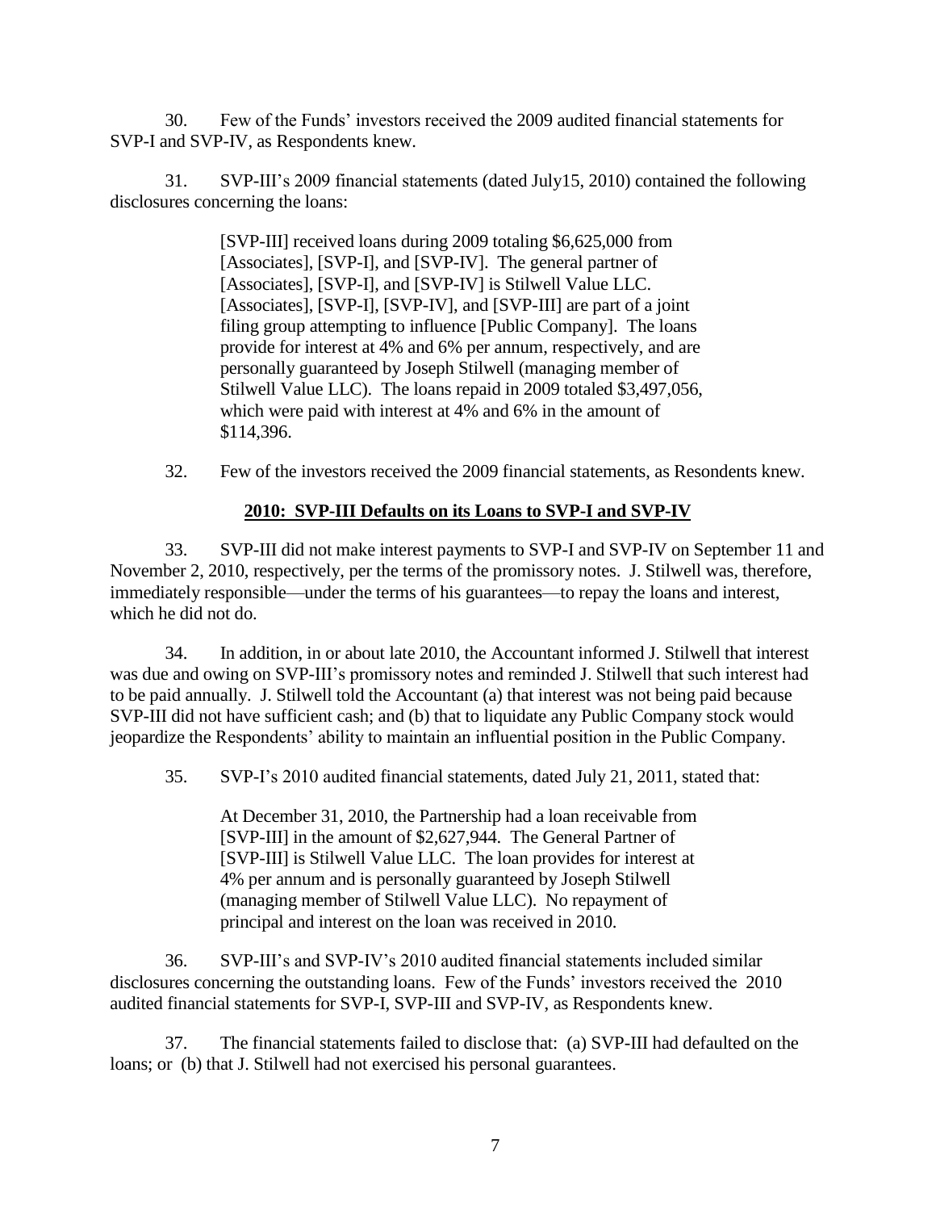30. Few of the Funds' investors received the 2009 audited financial statements for SVP-I and SVP-IV, as Respondents knew.

31. SVP-III's 2009 financial statements (dated July15, 2010) contained the following disclosures concerning the loans:

> [SVP-III] received loans during 2009 totaling $6,625,000 from [Associates], [SVP-I], and [SVP-IV]. The general partner of [Associates], [SVP-I], and [SVP-IV] is Stilwell Value LLC. [Associates], [SVP-I], [SVP-IV], and [SVP-III] are part of a joint filing group attempting to influence [Public Company]. The loans provide for interest at 4% and 6% per annum, respectively, and are personally guaranteed by Joseph Stilwell (managing member of Stilwell Value LLC). The loans repaid in 2009 totaled $3,497,056, which were paid with interest at 4% and 6% in the amount of $114,396.

32. Few of the investors received the 2009 financial statements, as Resondents knew.

**2010: SVP-III Defaults on its Loans to SVP-I and SVP-IV**

33. SVP-III did not make interest payments to SVP-I and SVP-IV on September 11 and November 2, 2010, respectively, per the terms of the promissory notes. J. Stilwell was, therefore, immediately responsible—under the terms of his guarantees—to repay the loans and interest, which he did not do.

34. In addition, in or about late 2010, the Accountant informed J. Stilwell that interest was due and owing on SVP-III's promissory notes and reminded J. Stilwell that such interest had to be paid annually. J. Stilwell told the Accountant (a) that interest was not being paid because SVP-III did not have sufficient cash; and (b) that to liquidate any Public Company stock would jeopardize the Respondents' ability to maintain an influential position in the Public Company.

35. SVP-I's 2010 audited financial statements, dated July 21, 2011, stated that:

> At December 31, 2010, the Partnership had a loan receivable from [SVP-III] in the amount of $2,627,944. The General Partner of [SVP-III] is Stilwell Value LLC. The loan provides for interest at 4% per annum and is personally guaranteed by Joseph Stilwell (managing member of Stilwell Value LLC). No repayment of principal and interest on the loan was received in 2010.

36. SVP-III's and SVP-IV's 2010 audited financial statements included similar disclosures concerning the outstanding loans. Few of the Funds' investors received the 2010 audited financial statements for SVP-I, SVP-III and SVP-IV, as Respondents knew.

37. The financial statements failed to disclose that: (a) SVP-III had defaulted on the loans; or (b) that J. Stilwell had not exercised his personal guarantees.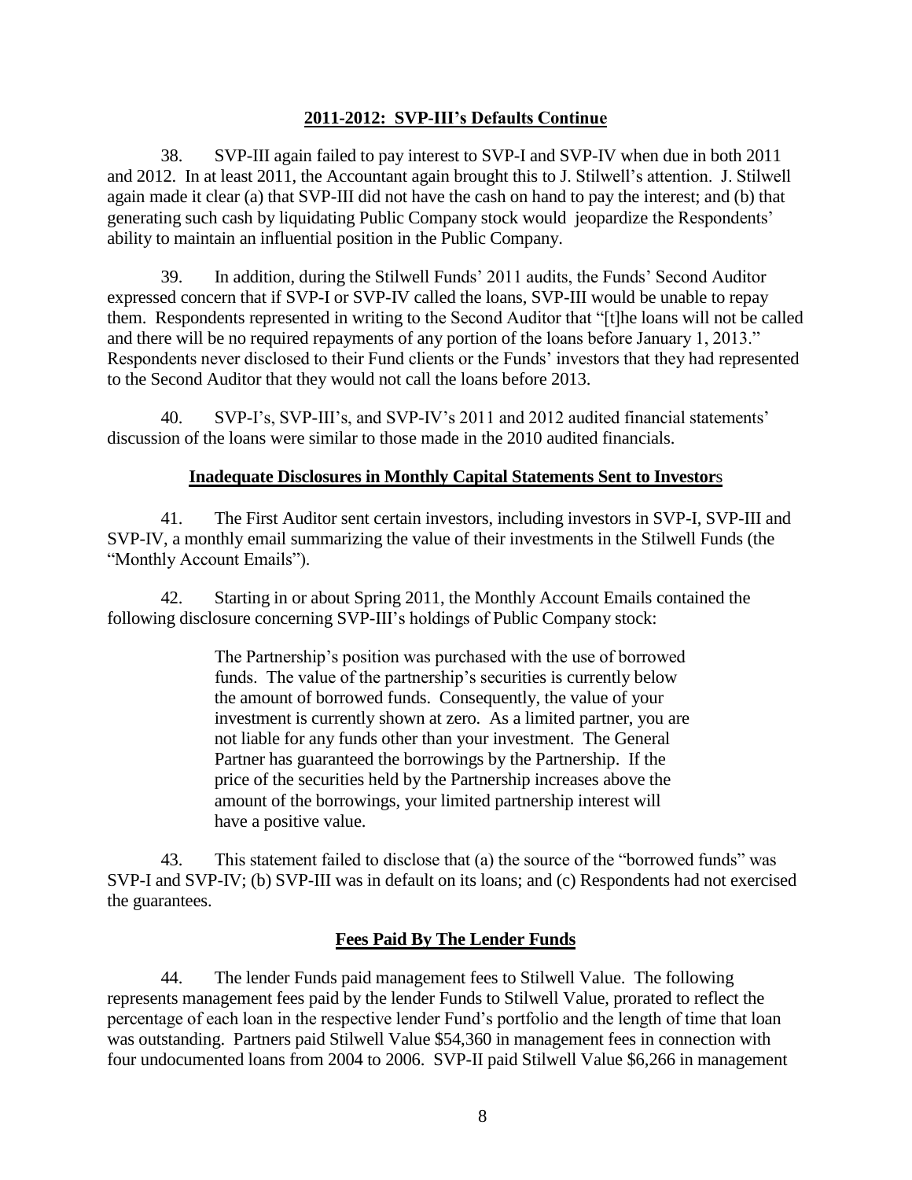**2011-2012: SVP-III's Defaults Continue**

38. SVP-III again failed to pay interest to SVP-I and SVP-IV when due in both 2011 and 2012. In at least 2011, the Accountant again brought this to J. Stilwell's attention. J. Stilwell again made it clear (a) that SVP-III did not have the cash on hand to pay the interest; and (b) that generating such cash by liquidating Public Company stock would jeopardize the Respondents' ability to maintain an influential position in the Public Company.

39. In addition, during the Stilwell Funds' 2011 audits, the Funds' Second Auditor expressed concern that if SVP-I or SVP-IV called the loans, SVP-III would be unable to repay them. Respondents represented in writing to the Second Auditor that "[t]he loans will not be called and there will be no required repayments of any portion of the loans before January 1, 2013." Respondents never disclosed to their Fund clients or the Funds' investors that they had represented to the Second Auditor that they would not call the loans before 2013.

40. SVP-I's, SVP-III's, and SVP-IV's 2011 and 2012 audited financial statements' discussion of the loans were similar to those made in the 2010 audited financials.

**Inadequate Disclosures in Monthly Capital Statements Sent to Investors**

41. The First Auditor sent certain investors, including investors in SVP-I, SVP-III and SVP-IV, a monthly email summarizing the value of their investments in the Stilwell Funds (the "Monthly Account Emails").

42. Starting in or about Spring 2011, the Monthly Account Emails contained the following disclosure concerning SVP-III's holdings of Public Company stock:

> The Partnership's position was purchased with the use of borrowed funds. The value of the partnership's securities is currently below the amount of borrowed funds. Consequently, the value of your investment is currently shown at zero. As a limited partner, you are not liable for any funds other than your investment. The General Partner has guaranteed the borrowings by the Partnership. If the price of the securities held by the Partnership increases above the amount of the borrowings, your limited partnership interest will have a positive value.

43. This statement failed to disclose that (a) the source of the "borrowed funds" was SVP-I and SVP-IV; (b) SVP-III was in default on its loans; and (c) Respondents had not exercised the guarantees.

**Fees Paid By The Lender Funds**

44. The lender Funds paid management fees to Stilwell Value. The following represents management fees paid by the lender Funds to Stilwell Value, prorated to reflect the percentage of each loan in the respective lender Fund's portfolio and the length of time that loan was outstanding. Partners paid Stilwell Value $54,360 in management fees in connection with four undocumented loans from 2004 to 2006. SVP-II paid Stilwell Value $6,266 in management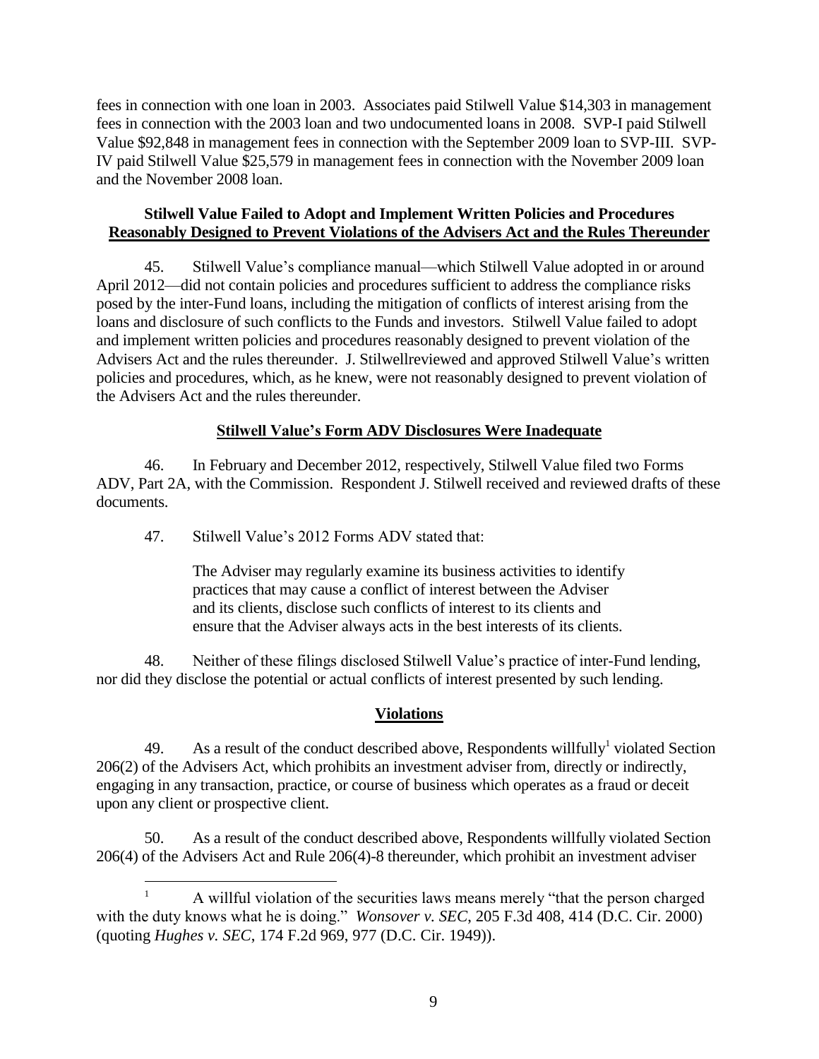fees in connection with one loan in 2003. Associates paid Stilwell Value $14,303 in management fees in connection with the 2003 loan and two undocumented loans in 2008. SVP-I paid Stilwell Value $92,848 in management fees in connection with the September 2009 loan to SVP-III. SVP-IV paid Stilwell Value $25,579 in management fees in connection with the November 2009 loan and the November 2008 loan.

**Stilwell Value Failed to Adopt and Implement Written Policies and Procedures Reasonably Designed to Prevent Violations of the Advisers Act and the Rules Thereunder**

45. Stilwell Value's compliance manual—which Stilwell Value adopted in or around April 2012—did not contain policies and procedures sufficient to address the compliance risks posed by the inter-Fund loans, including the mitigation of conflicts of interest arising from the loans and disclosure of such conflicts to the Funds and investors. Stilwell Value failed to adopt and implement written policies and procedures reasonably designed to prevent violation of the Advisers Act and the rules thereunder. J. Stilwellreviewed and approved Stilwell Value's written policies and procedures, which, as he knew, were not reasonably designed to prevent violation of the Advisers Act and the rules thereunder.

**Stilwell Value's Form ADV Disclosures Were Inadequate**

46. In February and December 2012, respectively, Stilwell Value filed two Forms ADV, Part 2A, with the Commission. Respondent J. Stilwell received and reviewed drafts of these documents.

47. Stilwell Value's 2012 Forms ADV stated that:

> The Adviser may regularly examine its business activities to identify practices that may cause a conflict of interest between the Adviser and its clients, disclose such conflicts of interest to its clients and ensure that the Adviser always acts in the best interests of its clients.

48. Neither of these filings disclosed Stilwell Value's practice of inter-Fund lending, nor did they disclose the potential or actual conflicts of interest presented by such lending.

**Violations**

49. As a result of the conduct described above, Respondents willfully[1] violated Section 206(2) of the Advisers Act, which prohibits an investment adviser from, directly or indirectly, engaging in any transaction, practice, or course of business which operates as a fraud or deceit upon any client or prospective client.

50. As a result of the conduct described above, Respondents willfully violated Section 206(4) of the Advisers Act and Rule 206(4)-8 thereunder, which prohibit an investment adviser

---

[1] A willful violation of the securities laws means merely "that the person charged with the duty knows what he is doing." *Wonsover v. SEC*, 205 F.3d 408, 414 (D.C. Cir. 2000) (quoting *Hughes v. SEC*, 174 F.2d 969, 977 (D.C. Cir. 1949)).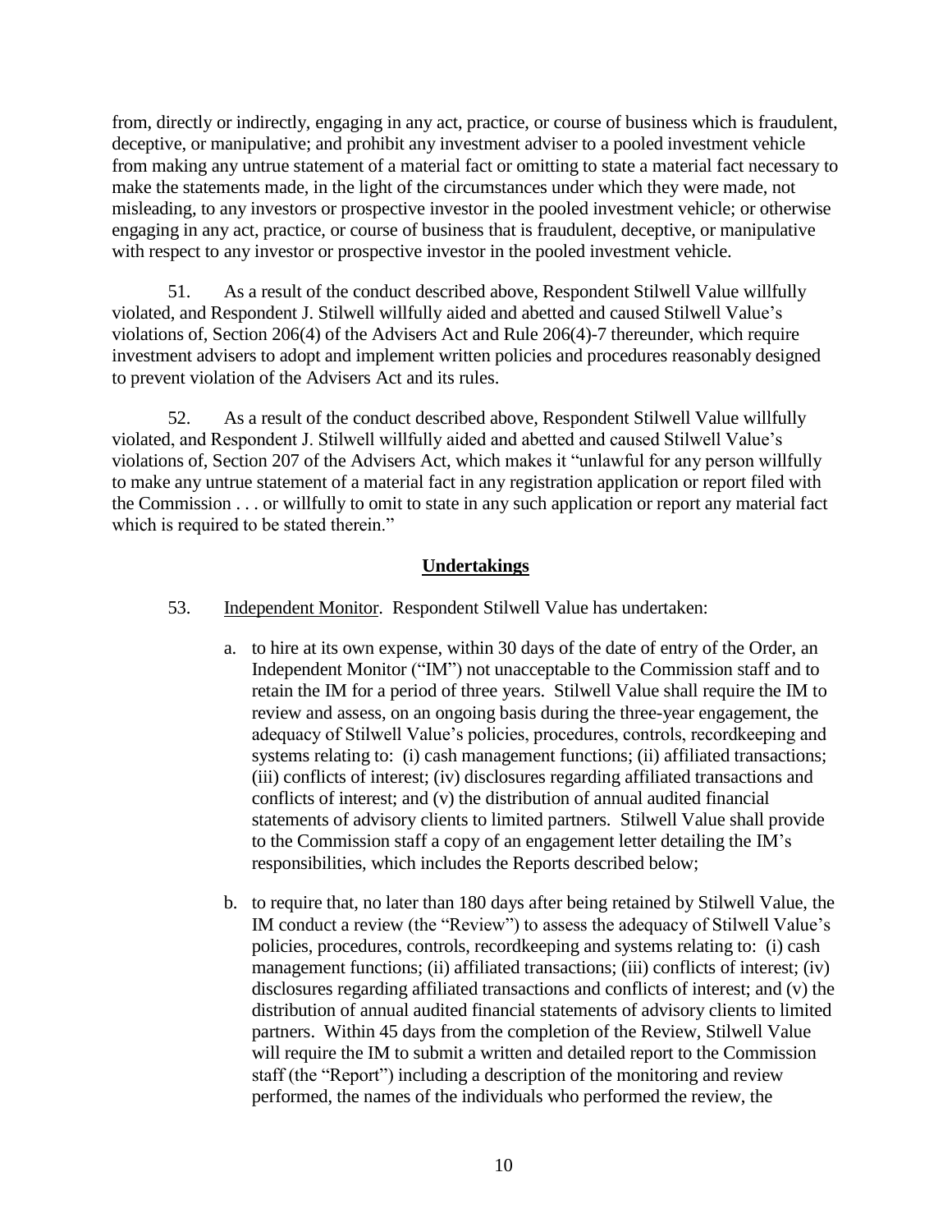from, directly or indirectly, engaging in any act, practice, or course of business which is fraudulent, deceptive, or manipulative; and prohibit any investment adviser to a pooled investment vehicle from making any untrue statement of a material fact or omitting to state a material fact necessary to make the statements made, in the light of the circumstances under which they were made, not misleading, to any investors or prospective investor in the pooled investment vehicle; or otherwise engaging in any act, practice, or course of business that is fraudulent, deceptive, or manipulative with respect to any investor or prospective investor in the pooled investment vehicle.

51. As a result of the conduct described above, Respondent Stilwell Value willfully violated, and Respondent J. Stilwell willfully aided and abetted and caused Stilwell Value's violations of, Section 206(4) of the Advisers Act and Rule 206(4)-7 thereunder, which require investment advisers to adopt and implement written policies and procedures reasonably designed to prevent violation of the Advisers Act and its rules.

52. As a result of the conduct described above, Respondent Stilwell Value willfully violated, and Respondent J. Stilwell willfully aided and abetted and caused Stilwell Value's violations of, Section 207 of the Advisers Act, which makes it "unlawful for any person willfully to make any untrue statement of a material fact in any registration application or report filed with the Commission . . . or willfully to omit to state in any such application or report any material fact which is required to be stated therein."

## Undertakings

53. Independent Monitor. Respondent Stilwell Value has undertaken:

a. to hire at its own expense, within 30 days of the date of entry of the Order, an Independent Monitor ("IM") not unacceptable to the Commission staff and to retain the IM for a period of three years. Stilwell Value shall require the IM to review and assess, on an ongoing basis during the three-year engagement, the adequacy of Stilwell Value's policies, procedures, controls, recordkeeping and systems relating to: (i) cash management functions; (ii) affiliated transactions; (iii) conflicts of interest; (iv) disclosures regarding affiliated transactions and conflicts of interest; and (v) the distribution of annual audited financial statements of advisory clients to limited partners. Stilwell Value shall provide to the Commission staff a copy of an engagement letter detailing the IM's responsibilities, which includes the Reports described below;

b. to require that, no later than 180 days after being retained by Stilwell Value, the IM conduct a review (the "Review") to assess the adequacy of Stilwell Value's policies, procedures, controls, recordkeeping and systems relating to: (i) cash management functions; (ii) affiliated transactions; (iii) conflicts of interest; (iv) disclosures regarding affiliated transactions and conflicts of interest; and (v) the distribution of annual audited financial statements of advisory clients to limited partners. Within 45 days from the completion of the Review, Stilwell Value will require the IM to submit a written and detailed report to the Commission staff (the "Report") including a description of the monitoring and review performed, the names of the individuals who performed the review, the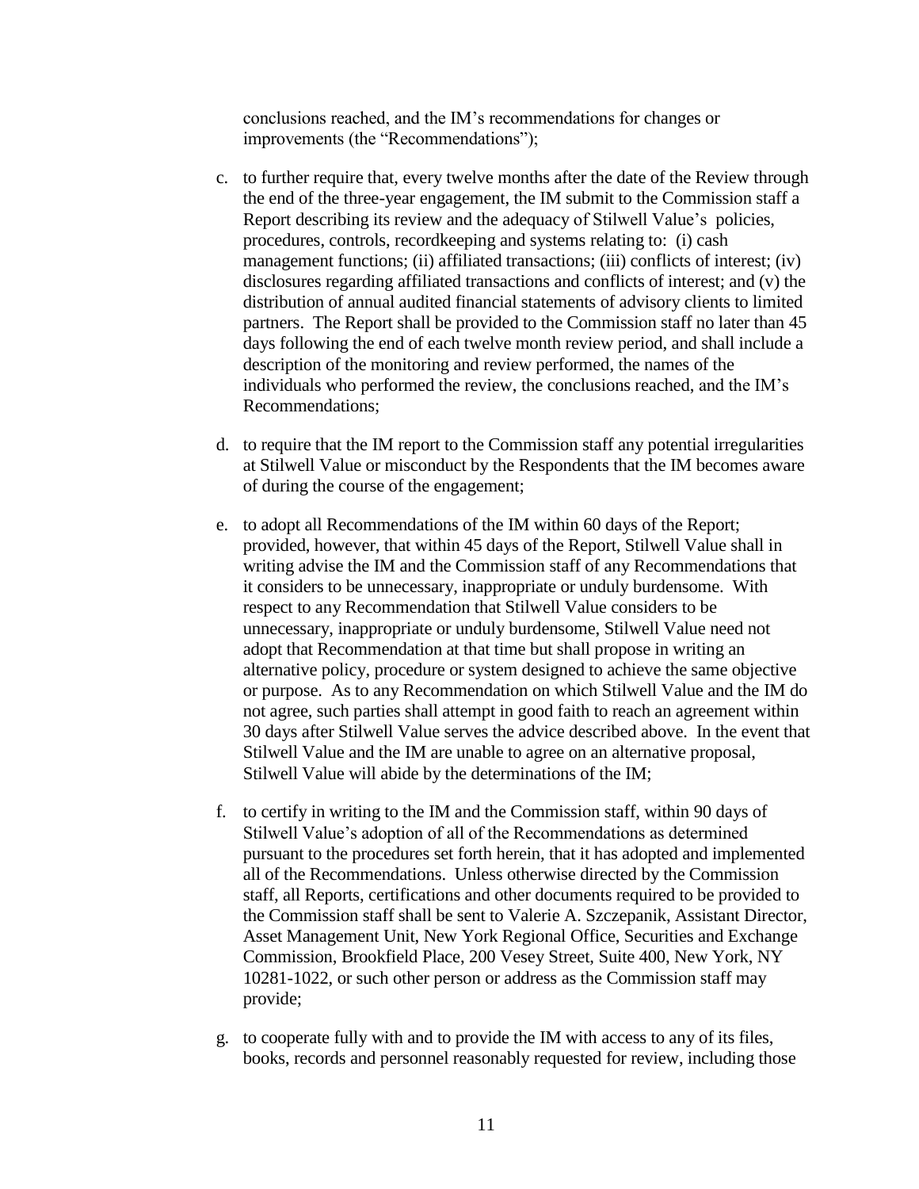conclusions reached, and the IM's recommendations for changes or improvements (the "Recommendations");

c. to further require that, every twelve months after the date of the Review through the end of the three-year engagement, the IM submit to the Commission staff a Report describing its review and the adequacy of Stilwell Value's policies, procedures, controls, recordkeeping and systems relating to: (i) cash management functions; (ii) affiliated transactions; (iii) conflicts of interest; (iv) disclosures regarding affiliated transactions and conflicts of interest; and (v) the distribution of annual audited financial statements of advisory clients to limited partners. The Report shall be provided to the Commission staff no later than 45 days following the end of each twelve month review period, and shall include a description of the monitoring and review performed, the names of the individuals who performed the review, the conclusions reached, and the IM's Recommendations;

d. to require that the IM report to the Commission staff any potential irregularities at Stilwell Value or misconduct by the Respondents that the IM becomes aware of during the course of the engagement;

e. to adopt all Recommendations of the IM within 60 days of the Report; provided, however, that within 45 days of the Report, Stilwell Value shall in writing advise the IM and the Commission staff of any Recommendations that it considers to be unnecessary, inappropriate or unduly burdensome. With respect to any Recommendation that Stilwell Value considers to be unnecessary, inappropriate or unduly burdensome, Stilwell Value need not adopt that Recommendation at that time but shall propose in writing an alternative policy, procedure or system designed to achieve the same objective or purpose. As to any Recommendation on which Stilwell Value and the IM do not agree, such parties shall attempt in good faith to reach an agreement within 30 days after Stilwell Value serves the advice described above. In the event that Stilwell Value and the IM are unable to agree on an alternative proposal, Stilwell Value will abide by the determinations of the IM;

f. to certify in writing to the IM and the Commission staff, within 90 days of Stilwell Value's adoption of all of the Recommendations as determined pursuant to the procedures set forth herein, that it has adopted and implemented all of the Recommendations. Unless otherwise directed by the Commission staff, all Reports, certifications and other documents required to be provided to the Commission staff shall be sent to Valerie A. Szczepanik, Assistant Director, Asset Management Unit, New York Regional Office, Securities and Exchange Commission, Brookfield Place, 200 Vesey Street, Suite 400, New York, NY 10281-1022, or such other person or address as the Commission staff may provide;

g. to cooperate fully with and to provide the IM with access to any of its files, books, records and personnel reasonably requested for review, including those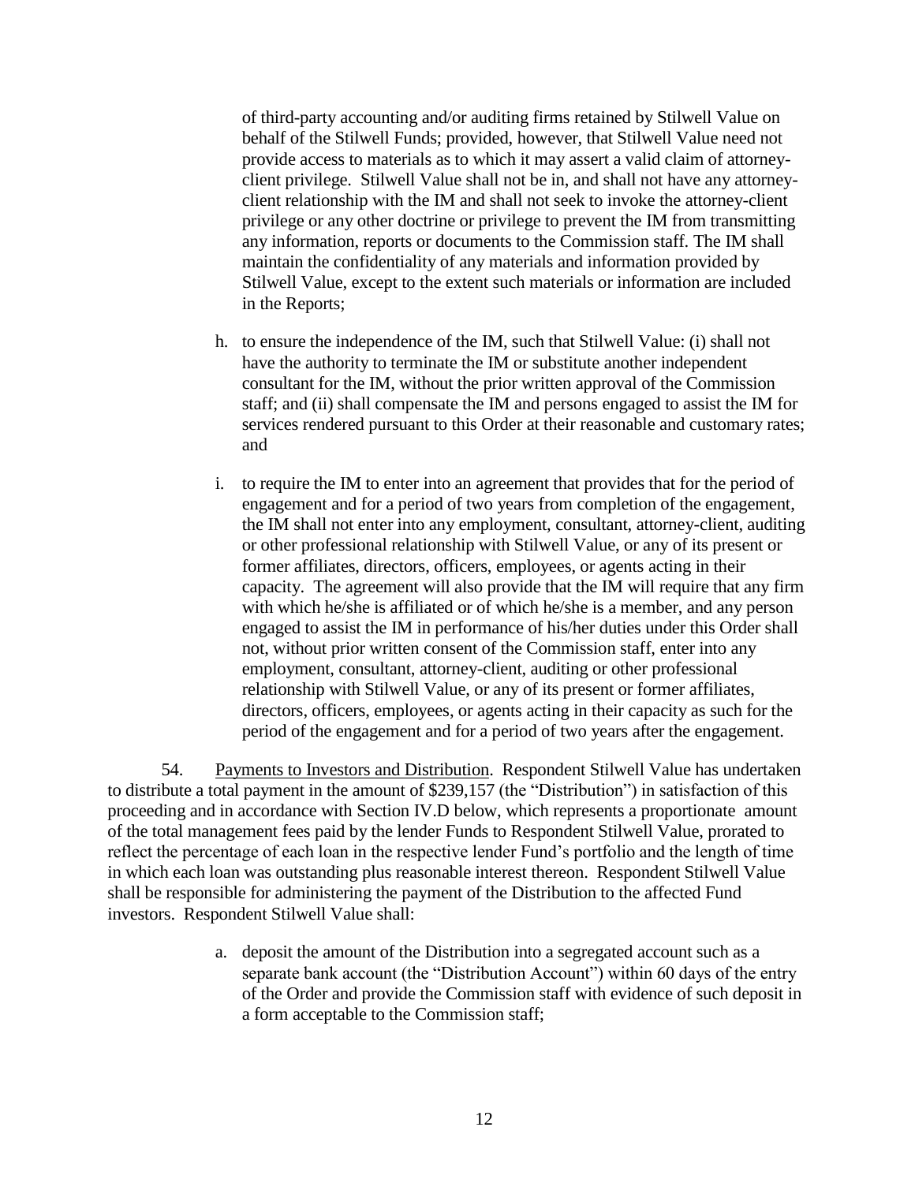of third-party accounting and/or auditing firms retained by Stilwell Value on behalf of the Stilwell Funds; provided, however, that Stilwell Value need not provide access to materials as to which it may assert a valid claim of attorney-client privilege. Stilwell Value shall not be in, and shall not have any attorney-client relationship with the IM and shall not seek to invoke the attorney-client privilege or any other doctrine or privilege to prevent the IM from transmitting any information, reports or documents to the Commission staff. The IM shall maintain the confidentiality of any materials and information provided by Stilwell Value, except to the extent such materials or information are included in the Reports;

h. to ensure the independence of the IM, such that Stilwell Value: (i) shall not have the authority to terminate the IM or substitute another independent consultant for the IM, without the prior written approval of the Commission staff; and (ii) shall compensate the IM and persons engaged to assist the IM for services rendered pursuant to this Order at their reasonable and customary rates; and

i. to require the IM to enter into an agreement that provides that for the period of engagement and for a period of two years from completion of the engagement, the IM shall not enter into any employment, consultant, attorney-client, auditing or other professional relationship with Stilwell Value, or any of its present or former affiliates, directors, officers, employees, or agents acting in their capacity. The agreement will also provide that the IM will require that any firm with which he/she is affiliated or of which he/she is a member, and any person engaged to assist the IM in performance of his/her duties under this Order shall not, without prior written consent of the Commission staff, enter into any employment, consultant, attorney-client, auditing or other professional relationship with Stilwell Value, or any of its present or former affiliates, directors, officers, employees, or agents acting in their capacity as such for the period of the engagement and for a period of two years after the engagement.

54. Payments to Investors and Distribution. Respondent Stilwell Value has undertaken to distribute a total payment in the amount of $239,157 (the "Distribution") in satisfaction of this proceeding and in accordance with Section IV.D below, which represents a proportionate amount of the total management fees paid by the lender Funds to Respondent Stilwell Value, prorated to reflect the percentage of each loan in the respective lender Fund's portfolio and the length of time in which each loan was outstanding plus reasonable interest thereon. Respondent Stilwell Value shall be responsible for administering the payment of the Distribution to the affected Fund investors. Respondent Stilwell Value shall:

a. deposit the amount of the Distribution into a segregated account such as a separate bank account (the "Distribution Account") within 60 days of the entry of the Order and provide the Commission staff with evidence of such deposit in a form acceptable to the Commission staff;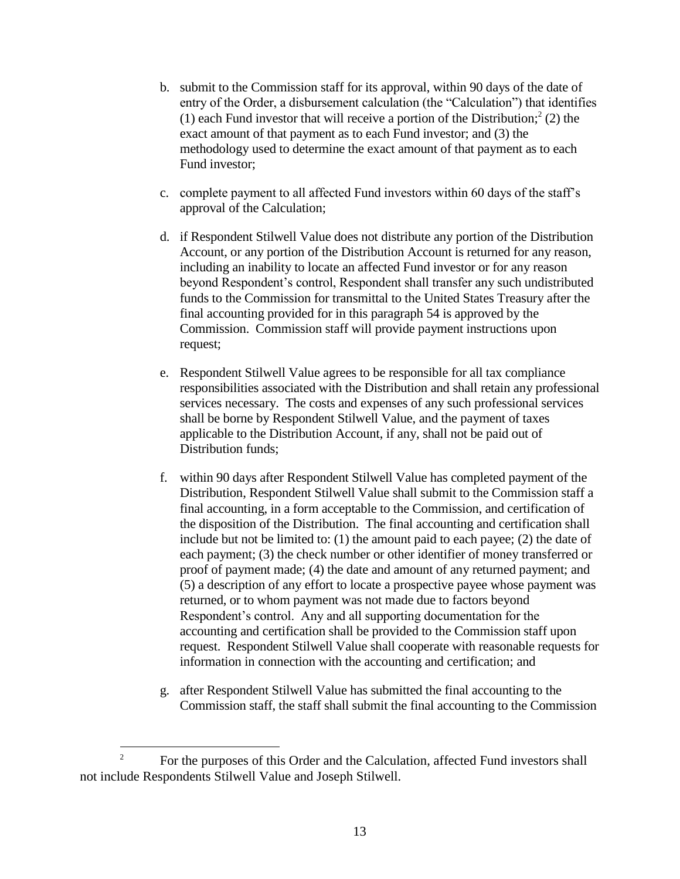b. submit to the Commission staff for its approval, within 90 days of the date of entry of the Order, a disbursement calculation (the "Calculation") that identifies (1) each Fund investor that will receive a portion of the Distribution;[2] (2) the exact amount of that payment as to each Fund investor; and (3) the methodology used to determine the exact amount of that payment as to each Fund investor;

c. complete payment to all affected Fund investors within 60 days of the staff's approval of the Calculation;

d. if Respondent Stilwell Value does not distribute any portion of the Distribution Account, or any portion of the Distribution Account is returned for any reason, including an inability to locate an affected Fund investor or for any reason beyond Respondent's control, Respondent shall transfer any such undistributed funds to the Commission for transmittal to the United States Treasury after the final accounting provided for in this paragraph 54 is approved by the Commission. Commission staff will provide payment instructions upon request;

e. Respondent Stilwell Value agrees to be responsible for all tax compliance responsibilities associated with the Distribution and shall retain any professional services necessary. The costs and expenses of any such professional services shall be borne by Respondent Stilwell Value, and the payment of taxes applicable to the Distribution Account, if any, shall not be paid out of Distribution funds;

f. within 90 days after Respondent Stilwell Value has completed payment of the Distribution, Respondent Stilwell Value shall submit to the Commission staff a final accounting, in a form acceptable to the Commission, and certification of the disposition of the Distribution. The final accounting and certification shall include but not be limited to: (1) the amount paid to each payee; (2) the date of each payment; (3) the check number or other identifier of money transferred or proof of payment made; (4) the date and amount of any returned payment; and (5) a description of any effort to locate a prospective payee whose payment was returned, or to whom payment was not made due to factors beyond Respondent's control. Any and all supporting documentation for the accounting and certification shall be provided to the Commission staff upon request. Respondent Stilwell Value shall cooperate with reasonable requests for information in connection with the accounting and certification; and

g. after Respondent Stilwell Value has submitted the final accounting to the Commission staff, the staff shall submit the final accounting to the Commission

---

[2] For the purposes of this Order and the Calculation, affected Fund investors shall not include Respondents Stilwell Value and Joseph Stilwell.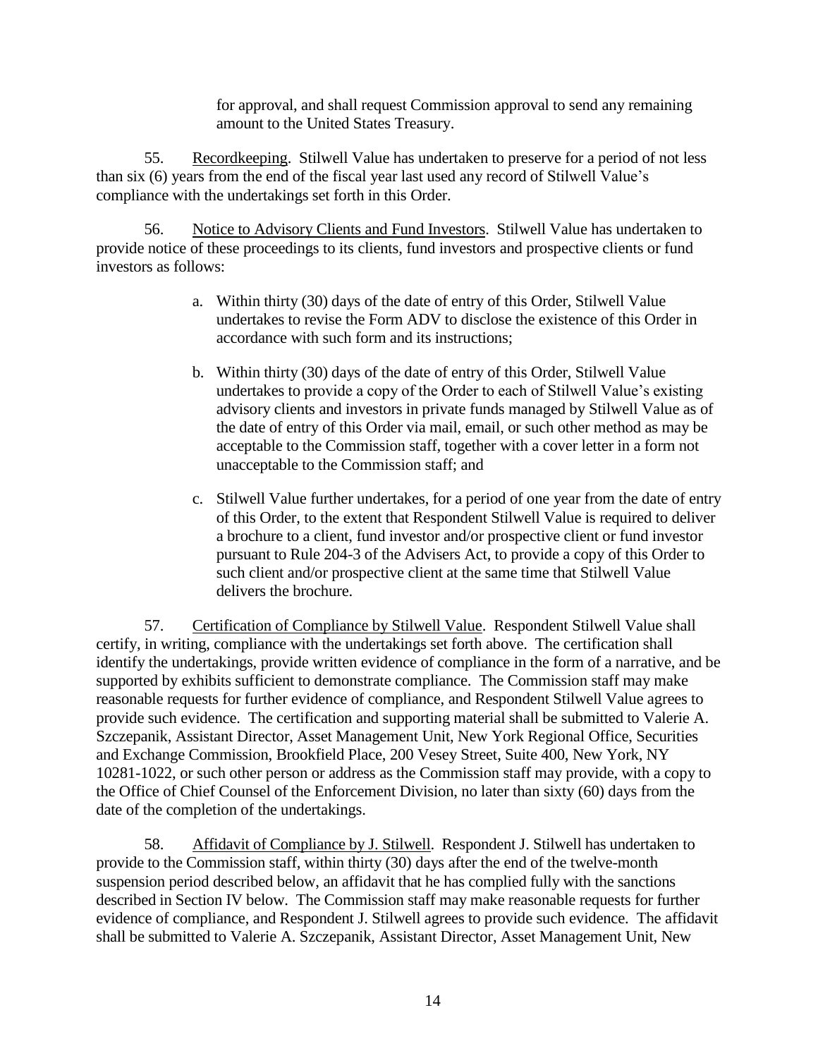for approval, and shall request Commission approval to send any remaining amount to the United States Treasury.

55. Recordkeeping. Stilwell Value has undertaken to preserve for a period of not less than six (6) years from the end of the fiscal year last used any record of Stilwell Value's compliance with the undertakings set forth in this Order.

56. Notice to Advisory Clients and Fund Investors. Stilwell Value has undertaken to provide notice of these proceedings to its clients, fund investors and prospective clients or fund investors as follows:

a. Within thirty (30) days of the date of entry of this Order, Stilwell Value undertakes to revise the Form ADV to disclose the existence of this Order in accordance with such form and its instructions;

b. Within thirty (30) days of the date of entry of this Order, Stilwell Value undertakes to provide a copy of the Order to each of Stilwell Value's existing advisory clients and investors in private funds managed by Stilwell Value as of the date of entry of this Order via mail, email, or such other method as may be acceptable to the Commission staff, together with a cover letter in a form not unacceptable to the Commission staff; and

c. Stilwell Value further undertakes, for a period of one year from the date of entry of this Order, to the extent that Respondent Stilwell Value is required to deliver a brochure to a client, fund investor and/or prospective client or fund investor pursuant to Rule 204-3 of the Advisers Act, to provide a copy of this Order to such client and/or prospective client at the same time that Stilwell Value delivers the brochure.

57. Certification of Compliance by Stilwell Value. Respondent Stilwell Value shall certify, in writing, compliance with the undertakings set forth above. The certification shall identify the undertakings, provide written evidence of compliance in the form of a narrative, and be supported by exhibits sufficient to demonstrate compliance. The Commission staff may make reasonable requests for further evidence of compliance, and Respondent Stilwell Value agrees to provide such evidence. The certification and supporting material shall be submitted to Valerie A. Szczepanik, Assistant Director, Asset Management Unit, New York Regional Office, Securities and Exchange Commission, Brookfield Place, 200 Vesey Street, Suite 400, New York, NY 10281-1022, or such other person or address as the Commission staff may provide, with a copy to the Office of Chief Counsel of the Enforcement Division, no later than sixty (60) days from the date of the completion of the undertakings.

58. Affidavit of Compliance by J. Stilwell. Respondent J. Stilwell has undertaken to provide to the Commission staff, within thirty (30) days after the end of the twelve-month suspension period described below, an affidavit that he has complied fully with the sanctions described in Section IV below. The Commission staff may make reasonable requests for further evidence of compliance, and Respondent J. Stilwell agrees to provide such evidence. The affidavit shall be submitted to Valerie A. Szczepanik, Assistant Director, Asset Management Unit, New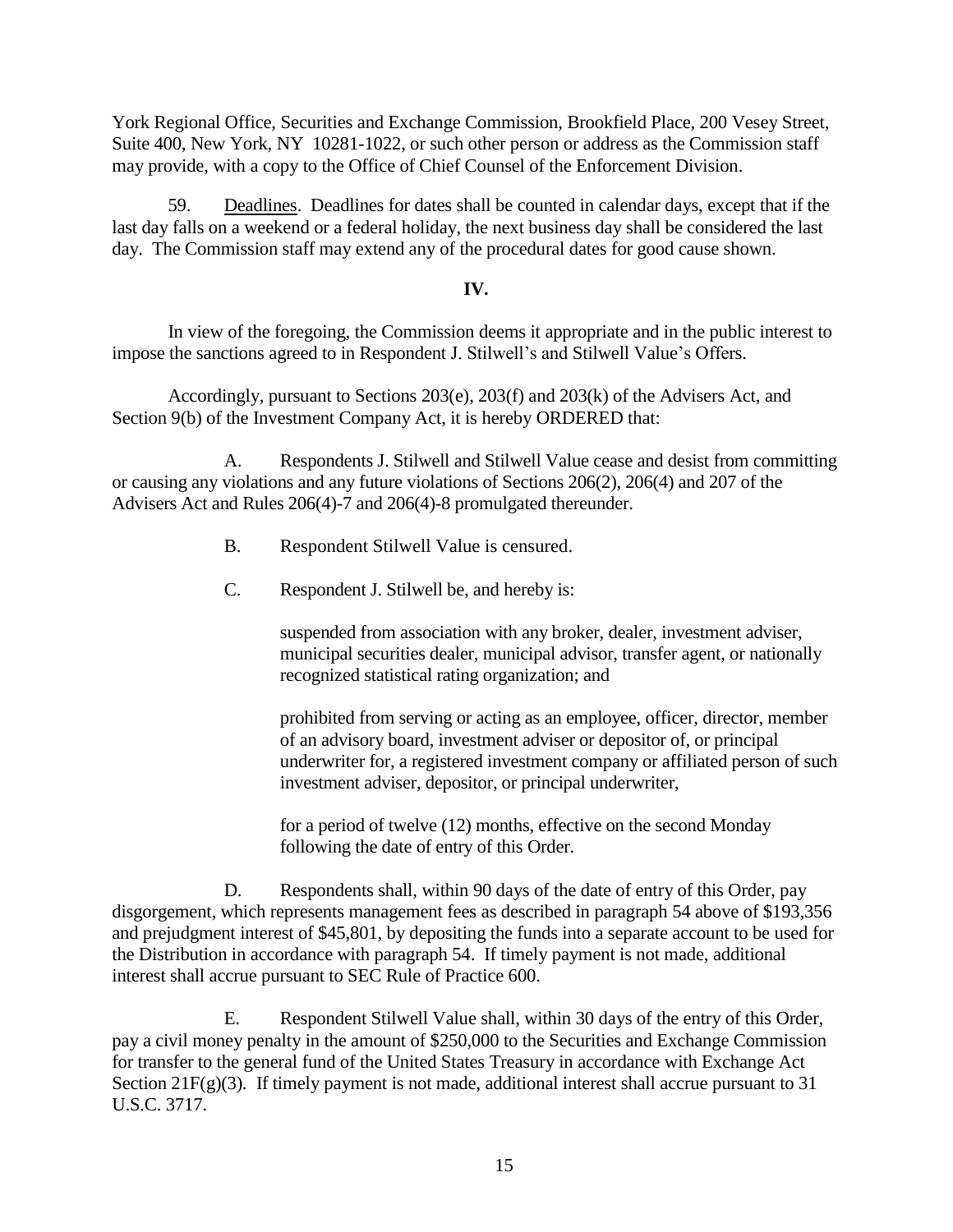York Regional Office, Securities and Exchange Commission, Brookfield Place, 200 Vesey Street, Suite 400, New York, NY 10281-1022, or such other person or address as the Commission staff may provide, with a copy to the Office of Chief Counsel of the Enforcement Division.

59. Deadlines. Deadlines for dates shall be counted in calendar days, except that if the last day falls on a weekend or a federal holiday, the next business day shall be considered the last day. The Commission staff may extend any of the procedural dates for good cause shown.

**IV.**

In view of the foregoing, the Commission deems it appropriate and in the public interest to impose the sanctions agreed to in Respondent J. Stilwell's and Stilwell Value's Offers.

Accordingly, pursuant to Sections 203(e), 203(f) and 203(k) of the Advisers Act, and Section 9(b) of the Investment Company Act, it is hereby ORDERED that:

A. Respondents J. Stilwell and Stilwell Value cease and desist from committing or causing any violations and any future violations of Sections 206(2), 206(4) and 207 of the Advisers Act and Rules 206(4)-7 and 206(4)-8 promulgated thereunder.

B. Respondent Stilwell Value is censured.

C. Respondent J. Stilwell be, and hereby is:

suspended from association with any broker, dealer, investment adviser, municipal securities dealer, municipal advisor, transfer agent, or nationally recognized statistical rating organization; and

prohibited from serving or acting as an employee, officer, director, member of an advisory board, investment adviser or depositor of, or principal underwriter for, a registered investment company or affiliated person of such investment adviser, depositor, or principal underwriter,

for a period of twelve (12) months, effective on the second Monday following the date of entry of this Order.

D. Respondents shall, within 90 days of the date of entry of this Order, pay disgorgement, which represents management fees as described in paragraph 54 above of $193,356 and prejudgment interest of $45,801, by depositing the funds into a separate account to be used for the Distribution in accordance with paragraph 54. If timely payment is not made, additional interest shall accrue pursuant to SEC Rule of Practice 600.

E. Respondent Stilwell Value shall, within 30 days of the entry of this Order, pay a civil money penalty in the amount of $250,000 to the Securities and Exchange Commission for transfer to the general fund of the United States Treasury in accordance with Exchange Act Section 21F(g)(3). If timely payment is not made, additional interest shall accrue pursuant to 31 U.S.C. 3717.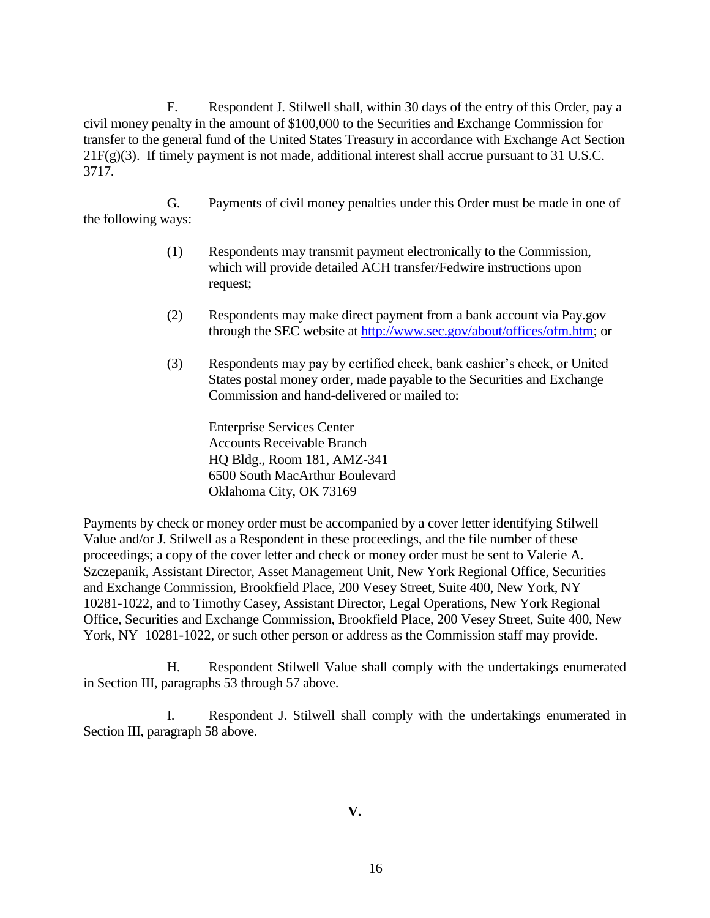F. Respondent J. Stilwell shall, within 30 days of the entry of this Order, pay a civil money penalty in the amount of $100,000 to the Securities and Exchange Commission for transfer to the general fund of the United States Treasury in accordance with Exchange Act Section 21F(g)(3). If timely payment is not made, additional interest shall accrue pursuant to 31 U.S.C. 3717.

G. Payments of civil money penalties under this Order must be made in one of the following ways:

(1) Respondents may transmit payment electronically to the Commission, which will provide detailed ACH transfer/Fedwire instructions upon request;

(2) Respondents may make direct payment from a bank account via Pay.gov through the SEC website at http://www.sec.gov/about/offices/ofm.htm; or

(3) Respondents may pay by certified check, bank cashier's check, or United States postal money order, made payable to the Securities and Exchange Commission and hand-delivered or mailed to:

Enterprise Services Center
Accounts Receivable Branch
HQ Bldg., Room 181, AMZ-341
6500 South MacArthur Boulevard
Oklahoma City, OK 73169

Payments by check or money order must be accompanied by a cover letter identifying Stilwell Value and/or J. Stilwell as a Respondent in these proceedings, and the file number of these proceedings; a copy of the cover letter and check or money order must be sent to Valerie A. Szczepanik, Assistant Director, Asset Management Unit, New York Regional Office, Securities and Exchange Commission, Brookfield Place, 200 Vesey Street, Suite 400, New York, NY 10281-1022, and to Timothy Casey, Assistant Director, Legal Operations, New York Regional Office, Securities and Exchange Commission, Brookfield Place, 200 Vesey Street, Suite 400, New York, NY 10281-1022, or such other person or address as the Commission staff may provide.

H. Respondent Stilwell Value shall comply with the undertakings enumerated in Section III, paragraphs 53 through 57 above.

I. Respondent J. Stilwell shall comply with the undertakings enumerated in Section III, paragraph 58 above.

**V.**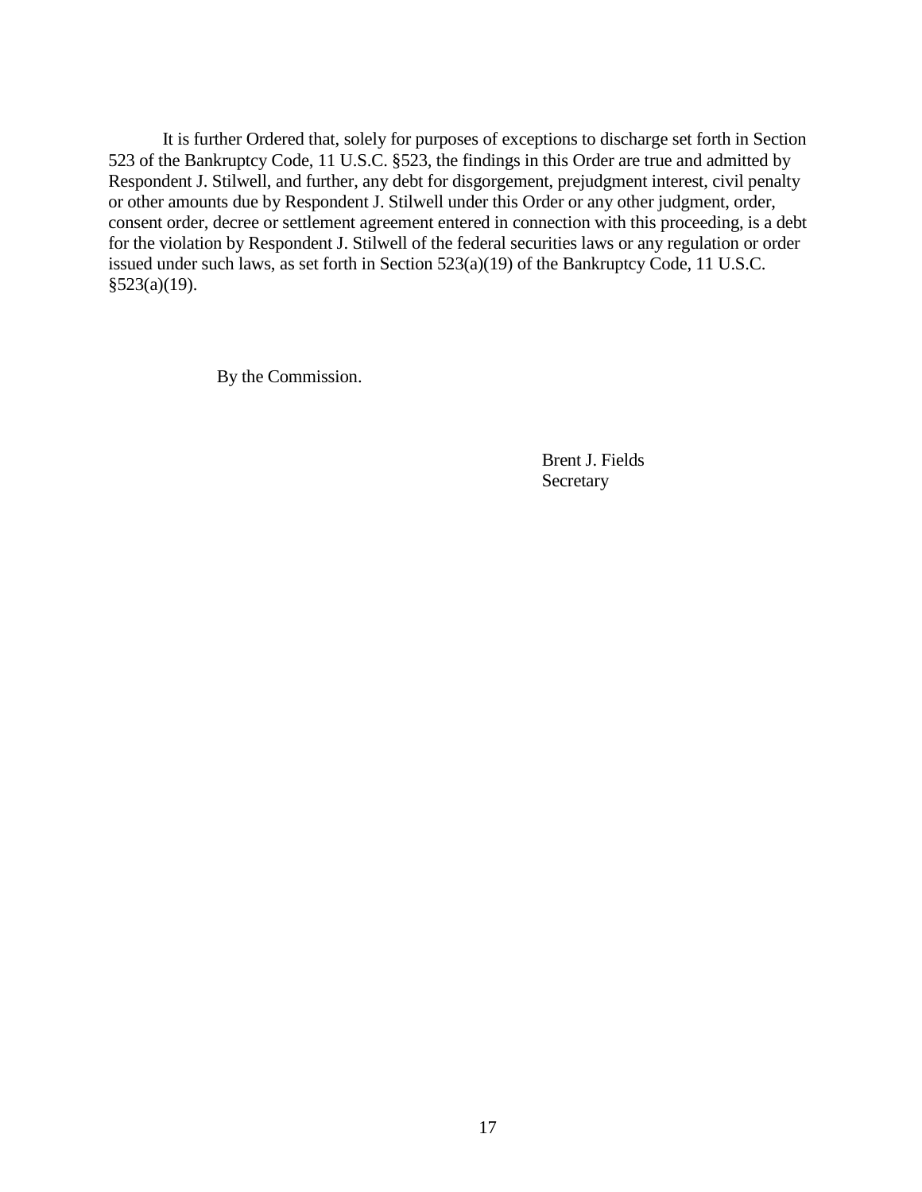It is further Ordered that, solely for purposes of exceptions to discharge set forth in Section 523 of the Bankruptcy Code, 11 U.S.C. §523, the findings in this Order are true and admitted by Respondent J. Stilwell, and further, any debt for disgorgement, prejudgment interest, civil penalty or other amounts due by Respondent J. Stilwell under this Order or any other judgment, order, consent order, decree or settlement agreement entered in connection with this proceeding, is a debt for the violation by Respondent J. Stilwell of the federal securities laws or any regulation or order issued under such laws, as set forth in Section 523(a)(19) of the Bankruptcy Code, 11 U.S.C. §523(a)(19).

By the Commission.

Brent J. Fields
Secretary